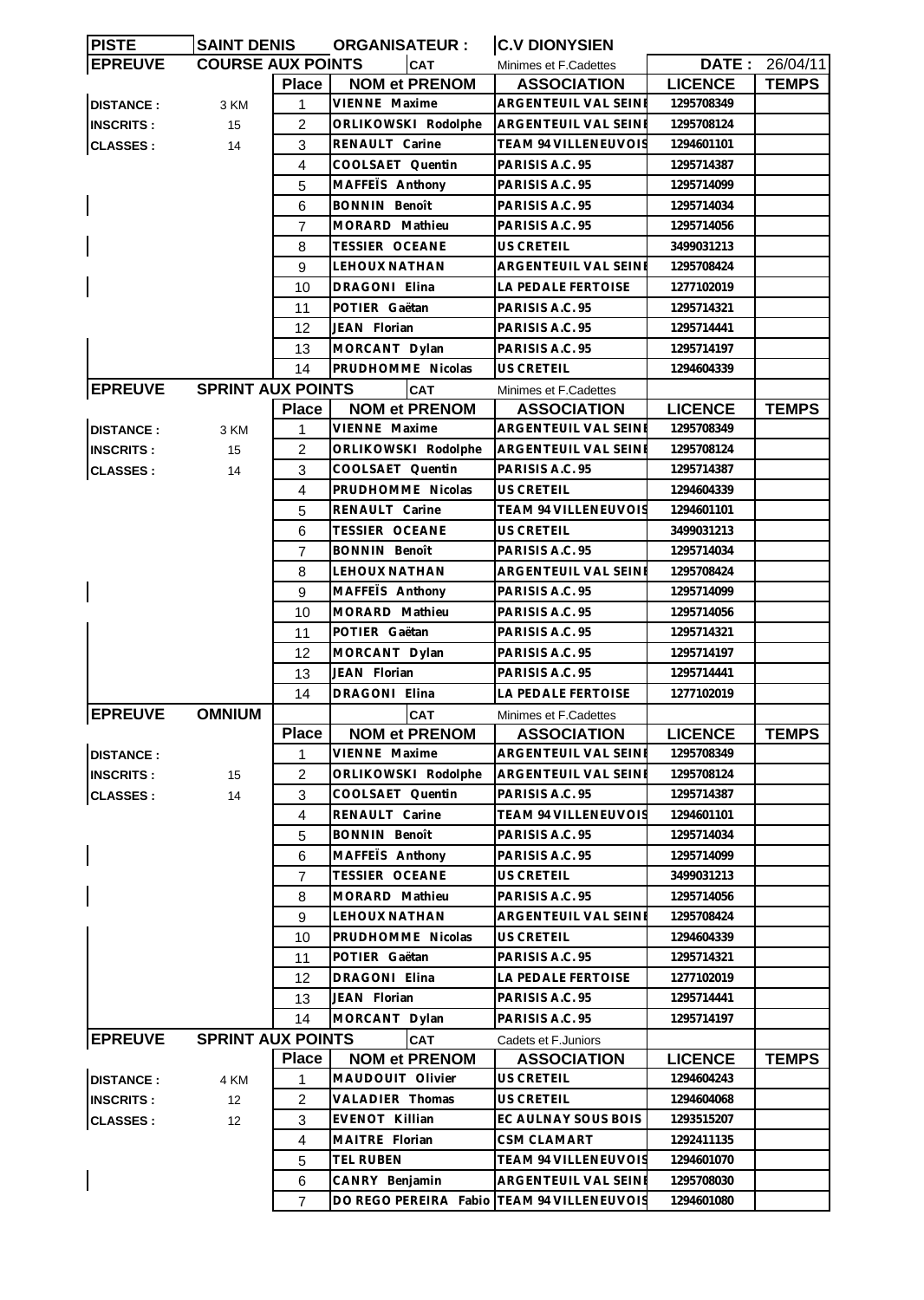| PISTE | SAINT DENIS | ORGANISATEUR : | C.V DIONYSIEN | | |
|---|---|---|---|---|---|
| **EPREUVE** | **COURSE AUX POINTS** | **CAT** | Minimes et F.Cadettes | **DATE :** | 26/04/11 |

| | | Place | NOM et PRENOM | ASSOCIATION | LICENCE | TEMPS |
|---|---|---|---|---|---|---|
| DISTANCE : | 3 KM | 1 | VIENNE Maxime | ARGENTEUIL VAL SEINE | 1295708349 | |
| INSCRITS : | 15 | 2 | ORLIKOWSKI Rodolphe | ARGENTEUIL VAL SEINE | 1295708124 | |
| CLASSES : | 14 | 3 | RENAULT Carine | TEAM 94 VILLENEUVOIS | 1294601101 | |
| | | 4 | COOLSAET Quentin | PARISIS A.C. 95 | 1295714387 | |
| | | 5 | MAFFEÏS Anthony | PARISIS A.C. 95 | 1295714099 | |
| | | 6 | BONNIN Benoît | PARISIS A.C. 95 | 1295714034 | |
| | | 7 | MORARD Mathieu | PARISIS A.C. 95 | 1295714056 | |
| | | 8 | TESSIER OCEANE | US CRETEIL | 3499031213 | |
| | | 9 | LEHOUX NATHAN | ARGENTEUIL VAL SEINE | 1295708424 | |
| | | 10 | DRAGONI Elina | LA PEDALE FERTOISE | 1277102019 | |
| | | 11 | POTIER Gaëtan | PARISIS A.C. 95 | 1295714321 | |
| | | 12 | JEAN Florian | PARISIS A.C. 95 | 1295714441 | |
| | | 13 | MORCANT Dylan | PARISIS A.C. 95 | 1295714197 | |
| | | 14 | PRUDHOMME Nicolas | US CRETEIL | 1294604339 | |

| **EPREUVE** | **SPRINT AUX POINTS** | **CAT** | Minimes et F.Cadettes | | | |
|---|---|---|---|---|---|---|
| | | Place | NOM et PRENOM | ASSOCIATION | LICENCE | TEMPS |
| DISTANCE : | 3 KM | 1 | VIENNE Maxime | ARGENTEUIL VAL SEINE | 1295708349 | |
| INSCRITS : | 15 | 2 | ORLIKOWSKI Rodolphe | ARGENTEUIL VAL SEINE | 1295708124 | |
| CLASSES : | 14 | 3 | COOLSAET Quentin | PARISIS A.C. 95 | 1295714387 | |
| | | 4 | PRUDHOMME Nicolas | US CRETEIL | 1294604339 | |
| | | 5 | RENAULT Carine | TEAM 94 VILLENEUVOIS | 1294601101 | |
| | | 6 | TESSIER OCEANE | US CRETEIL | 3499031213 | |
| | | 7 | BONNIN Benoît | PARISIS A.C. 95 | 1295714034 | |
| | | 8 | LEHOUX NATHAN | ARGENTEUIL VAL SEINE | 1295708424 | |
| | | 9 | MAFFEÏS Anthony | PARISIS A.C. 95 | 1295714099 | |
| | | 10 | MORARD Mathieu | PARISIS A.C. 95 | 1295714056 | |
| | | 11 | POTIER Gaëtan | PARISIS A.C. 95 | 1295714321 | |
| | | 12 | MORCANT Dylan | PARISIS A.C. 95 | 1295714197 | |
| | | 13 | JEAN Florian | PARISIS A.C. 95 | 1295714441 | |
| | | 14 | DRAGONI Elina | LA PEDALE FERTOISE | 1277102019 | |

| **EPREUVE** | **OMNIUM** | **CAT** | Minimes et F.Cadettes | | | |
|---|---|---|---|---|---|---|
| | | Place | NOM et PRENOM | ASSOCIATION | LICENCE | TEMPS |
| DISTANCE : | | 1 | VIENNE Maxime | ARGENTEUIL VAL SEINE | 1295708349 | |
| INSCRITS : | 15 | 2 | ORLIKOWSKI Rodolphe | ARGENTEUIL VAL SEINE | 1295708124 | |
| CLASSES : | 14 | 3 | COOLSAET Quentin | PARISIS A.C. 95 | 1295714387 | |
| | | 4 | RENAULT Carine | TEAM 94 VILLENEUVOIS | 1294601101 | |
| | | 5 | BONNIN Benoît | PARISIS A.C. 95 | 1295714034 | |
| | | 6 | MAFFEÏS Anthony | PARISIS A.C. 95 | 1295714099 | |
| | | 7 | TESSIER OCEANE | US CRETEIL | 3499031213 | |
| | | 8 | MORARD Mathieu | PARISIS A.C. 95 | 1295714056 | |
| | | 9 | LEHOUX NATHAN | ARGENTEUIL VAL SEINE | 1295708424 | |
| | | 10 | PRUDHOMME Nicolas | US CRETEIL | 1294604339 | |
| | | 11 | POTIER Gaëtan | PARISIS A.C. 95 | 1295714321 | |
| | | 12 | DRAGONI Elina | LA PEDALE FERTOISE | 1277102019 | |
| | | 13 | JEAN Florian | PARISIS A.C. 95 | 1295714441 | |
| | | 14 | MORCANT Dylan | PARISIS A.C. 95 | 1295714197 | |

| **EPREUVE** | **SPRINT AUX POINTS** | **CAT** | Cadets et F.Juniors | | | |
|---|---|---|---|---|---|---|
| | | Place | NOM et PRENOM | ASSOCIATION | LICENCE | TEMPS |
| DISTANCE : | 4 KM | 1 | MAUDOUIT Olivier | US CRETEIL | 1294604243 | |
| INSCRITS : | 12 | 2 | VALADIER Thomas | US CRETEIL | 1294604068 | |
| CLASSES : | 12 | 3 | EVENOT Killian | EC AULNAY SOUS BOIS | 1293515207 | |
| | | 4 | MAITRE Florian | CSM CLAMART | 1292411135 | |
| | | 5 | TEL RUBEN | TEAM 94 VILLENEUVOIS | 1294601070 | |
| | | 6 | CANRY Benjamin | ARGENTEUIL VAL SEINE | 1295708030 | |
| | | 7 | DO REGO PEREIRA Fabio | TEAM 94 VILLENEUVOIS | 1294601080 | |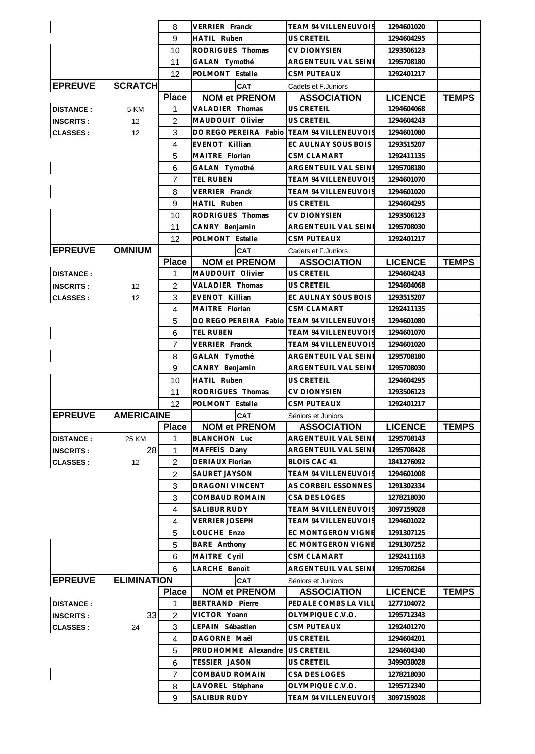| | | Place | NOM et PRENOM | ASSOCIATION | LICENCE | TEMPS |
|---|---|---|---|---|---|---|
| | | 8 | VERRIER Franck | TEAM 94 VILLENEUVOIS | 1294601020 | |
| | | 9 | HATIL Ruben | US CRETEIL | 1294604295 | |
| | | 10 | RODRIGUES Thomas | CV DIONYSIEN | 1293506123 | |
| | | 11 | GALAN Tymothé | ARGENTEUIL VAL SEINE | 1295708180 | |
| | | 12 | POLMONT Estelle | CSM PUTEAUX | 1292401217 | |

| EPREUVE | SCRATCH | | CAT | Cadets et F.Juniors | | |
|---|---|---|---|---|---|---|
| | | Place | NOM et PRENOM | ASSOCIATION | LICENCE | TEMPS |
| DISTANCE : | 5 KM | 1 | VALADIER Thomas | US CRETEIL | 1294604068 | |
| INSCRITS : | 12 | 2 | MAUDOUIT Olivier | US CRETEIL | 1294604243 | |
| CLASSES : | 12 | 3 | DO REGO PEREIRA Fabio | TEAM 94 VILLENEUVOIS | 1294601080 | |
| | | 4 | EVENOT Killian | EC AULNAY SOUS BOIS | 1293515207 | |
| | | 5 | MAITRE Florian | CSM CLAMART | 1292411135 | |
| | | 6 | GALAN Tymothé | ARGENTEUIL VAL SEINE | 1295708180 | |
| | | 7 | TEL RUBEN | TEAM 94 VILLENEUVOIS | 1294601070 | |
| | | 8 | VERRIER Franck | TEAM 94 VILLENEUVOIS | 1294601020 | |
| | | 9 | HATIL Ruben | US CRETEIL | 1294604295 | |
| | | 10 | RODRIGUES Thomas | CV DIONYSIEN | 1293506123 | |
| | | 11 | CANRY Benjamin | ARGENTEUIL VAL SEINE | 1295708030 | |
| | | 12 | POLMONT Estelle | CSM PUTEAUX | 1292401217 | |

| EPREUVE | OMNIUM | | CAT | Cadets et F.Juniors | | |
|---|---|---|---|---|---|---|
| | | Place | NOM et PRENOM | ASSOCIATION | LICENCE | TEMPS |
| DISTANCE : | | 1 | MAUDOUIT Olivier | US CRETEIL | 1294604243 | |
| INSCRITS : | 12 | 2 | VALADIER Thomas | US CRETEIL | 1294604068 | |
| CLASSES : | 12 | 3 | EVENOT Killian | EC AULNAY SOUS BOIS | 1293515207 | |
| | | 4 | MAITRE Florian | CSM CLAMART | 1292411135 | |
| | | 5 | DO REGO PEREIRA Fabio | TEAM 94 VILLENEUVOIS | 1294601080 | |
| | | 6 | TEL RUBEN | TEAM 94 VILLENEUVOIS | 1294601070 | |
| | | 7 | VERRIER Franck | TEAM 94 VILLENEUVOIS | 1294601020 | |
| | | 8 | GALAN Tymothé | ARGENTEUIL VAL SEINE | 1295708180 | |
| | | 9 | CANRY Benjamin | ARGENTEUIL VAL SEINE | 1295708030 | |
| | | 10 | HATIL Ruben | US CRETEIL | 1294604295 | |
| | | 11 | RODRIGUES Thomas | CV DIONYSIEN | 1293506123 | |
| | | 12 | POLMONT Estelle | CSM PUTEAUX | 1292401217 | |

| EPREUVE | AMERICAINE | | CAT | Séniors et Juniors | | |
|---|---|---|---|---|---|---|
| | | Place | NOM et PRENOM | ASSOCIATION | LICENCE | TEMPS |
| DISTANCE : | 25 KM | 1 | BLANCHON Luc | ARGENTEUIL VAL SEINE | 1295708143 | |
| INSCRITS : | 28 | 1 | MAFFEÏS Dany | ARGENTEUIL VAL SEINE | 1295708428 | |
| CLASSES : | 12 | 2 | DERIAUX Florian | BLOIS CAC 41 | 1841276092 | |
| | | 2 | SAURET JAYSON | TEAM 94 VILLENEUVOIS | 1294601008 | |
| | | 3 | DRAGONI VINCENT | AS CORBEIL ESSONNES | 1291302334 | |
| | | 3 | COMBAUD ROMAIN | CSA DES LOGES | 1278218030 | |
| | | 4 | SALIBUR RUDY | TEAM 94 VILLENEUVOIS | 3097159028 | |
| | | 4 | VERRIER JOSEPH | TEAM 94 VILLENEUVOIS | 1294601022 | |
| | | 5 | LOUCHE Enzo | EC MONTGERON VIGNE | 1291307125 | |
| | | 5 | BARE Anthony | EC MONTGERON VIGNE | 1291307252 | |
| | | 6 | MAITRE Cyril | CSM CLAMART | 1292411163 | |
| | | 6 | LARCHE Benoît | ARGENTEUIL VAL SEINE | 1295708264 | |

| EPREUVE | ELIMINATION | | CAT | Séniors et Juniors | | |
|---|---|---|---|---|---|---|
| | | Place | NOM et PRENOM | ASSOCIATION | LICENCE | TEMPS |
| DISTANCE : | | 1 | BERTRAND Pierre | PEDALE COMBS LA VILL | 1277104072 | |
| INSCRITS : | 33 | 2 | VICTOR Yoann | OLYMPIQUE C.V.O. | 1295712343 | |
| CLASSES : | 24 | 3 | LEPAIN Sébastien | CSM PUTEAUX | 1292401270 | |
| | | 4 | DAGORNE Maël | US CRETEIL | 1294604201 | |
| | | 5 | PRUDHOMME Alexandre | US CRETEIL | 1294604340 | |
| | | 6 | TESSIER JASON | US CRETEIL | 3499038028 | |
| | | 7 | COMBAUD ROMAIN | CSA DES LOGES | 1278218030 | |
| | | 8 | LAVOREL Stéphane | OLYMPIQUE C.V.O. | 1295712340 | |
| | | 9 | SALIBUR RUDY | TEAM 94 VILLENEUVOIS | 3097159028 | |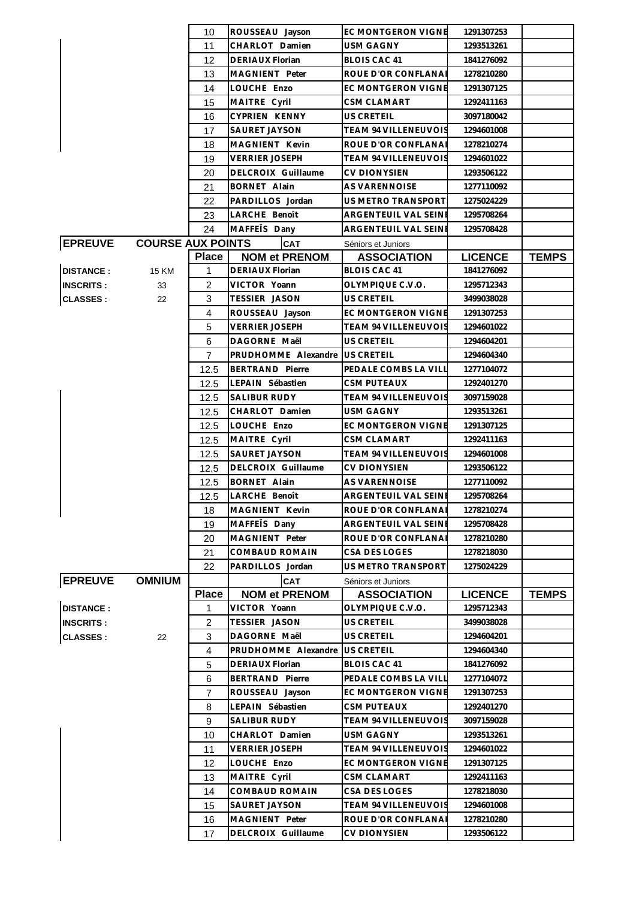| Place | NOM et PRENOM | ASSOCIATION | LICENCE | TEMPS |
|---|---|---|---|---|
| 10 | ROUSSEAU Jayson | EC MONTGERON VIGNE | 1291307253 | |
| 11 | CHARLOT Damien | USM GAGNY | 1293513261 | |
| 12 | DERIAUX Florian | BLOIS CAC 41 | 1841276092 | |
| 13 | MAGNIENT Peter | ROUE D'OR CONFLANAI | 1278210280 | |
| 14 | LOUCHE Enzo | EC MONTGERON VIGNE | 1291307125 | |
| 15 | MAITRE Cyril | CSM CLAMART | 1292411163 | |
| 16 | CYPRIEN KENNY | US CRETEIL | 3097180042 | |
| 17 | SAURET JAYSON | TEAM 94 VILLENEUVOIS | 1294601008 | |
| 18 | MAGNIENT Kevin | ROUE D'OR CONFLANAI | 1278210274 | |
| 19 | VERRIER JOSEPH | TEAM 94 VILLENEUVOIS | 1294601022 | |
| 20 | DELCROIX Guillaume | CV DIONYSIEN | 1293506122 | |
| 21 | BORNET Alain | AS VARENNOISE | 1277110092 | |
| 22 | PARDILLOS Jordan | US METRO TRANSPORT | 1275024229 | |
| 23 | LARCHE Benoît | ARGENTEUIL VAL SEINE | 1295708264 | |
| 24 | MAFFEÏS Dany | ARGENTEUIL VAL SEINE | 1295708428 | |

**EPREUVE** COURSE AUX POINTS — **CAT** Séniors et Juniors

**DISTANCE :** 15 KM
**INSCRITS :** 33
**CLASSES :** 22

| Place | NOM et PRENOM | ASSOCIATION | LICENCE | TEMPS |
|---|---|---|---|---|
| 1 | DERIAUX Florian | BLOIS CAC 41 | 1841276092 | |
| 2 | VICTOR Yoann | OLYMPIQUE C.V.O. | 1295712343 | |
| 3 | TESSIER JASON | US CRETEIL | 3499038028 | |
| 4 | ROUSSEAU Jayson | EC MONTGERON VIGNE | 1291307253 | |
| 5 | VERRIER JOSEPH | TEAM 94 VILLENEUVOIS | 1294601022 | |
| 6 | DAGORNE Maël | US CRETEIL | 1294604201 | |
| 7 | PRUDHOMME Alexandre | US CRETEIL | 1294604340 | |
| 12.5 | BERTRAND Pierre | PEDALE COMBS LA VILL | 1277104072 | |
| 12.5 | LEPAIN Sébastien | CSM PUTEAUX | 1292401270 | |
| 12.5 | SALIBUR RUDY | TEAM 94 VILLENEUVOIS | 3097159028 | |
| 12.5 | CHARLOT Damien | USM GAGNY | 1293513261 | |
| 12.5 | LOUCHE Enzo | EC MONTGERON VIGNE | 1291307125 | |
| 12.5 | MAITRE Cyril | CSM CLAMART | 1292411163 | |
| 12.5 | SAURET JAYSON | TEAM 94 VILLENEUVOIS | 1294601008 | |
| 12.5 | DELCROIX Guillaume | CV DIONYSIEN | 1293506122 | |
| 12.5 | BORNET Alain | AS VARENNOISE | 1277110092 | |
| 12.5 | LARCHE Benoît | ARGENTEUIL VAL SEINE | 1295708264 | |
| 18 | MAGNIENT Kevin | ROUE D'OR CONFLANAI | 1278210274 | |
| 19 | MAFFEÏS Dany | ARGENTEUIL VAL SEINE | 1295708428 | |
| 20 | MAGNIENT Peter | ROUE D'OR CONFLANAI | 1278210280 | |
| 21 | COMBAUD ROMAIN | CSA DES LOGES | 1278218030 | |
| 22 | PARDILLOS Jordan | US METRO TRANSPORT | 1275024229 | |

**EPREUVE** OMNIUM — **CAT** Séniors et Juniors

**DISTANCE :**
**INSCRITS :**
**CLASSES :** 22

| Place | NOM et PRENOM | ASSOCIATION | LICENCE | TEMPS |
|---|---|---|---|---|
| 1 | VICTOR Yoann | OLYMPIQUE C.V.O. | 1295712343 | |
| 2 | TESSIER JASON | US CRETEIL | 3499038028 | |
| 3 | DAGORNE Maël | US CRETEIL | 1294604201 | |
| 4 | PRUDHOMME Alexandre | US CRETEIL | 1294604340 | |
| 5 | DERIAUX Florian | BLOIS CAC 41 | 1841276092 | |
| 6 | BERTRAND Pierre | PEDALE COMBS LA VILL | 1277104072 | |
| 7 | ROUSSEAU Jayson | EC MONTGERON VIGNE | 1291307253 | |
| 8 | LEPAIN Sébastien | CSM PUTEAUX | 1292401270 | |
| 9 | SALIBUR RUDY | TEAM 94 VILLENEUVOIS | 3097159028 | |
| 10 | CHARLOT Damien | USM GAGNY | 1293513261 | |
| 11 | VERRIER JOSEPH | TEAM 94 VILLENEUVOIS | 1294601022 | |
| 12 | LOUCHE Enzo | EC MONTGERON VIGNE | 1291307125 | |
| 13 | MAITRE Cyril | CSM CLAMART | 1292411163 | |
| 14 | COMBAUD ROMAIN | CSA DES LOGES | 1278218030 | |
| 15 | SAURET JAYSON | TEAM 94 VILLENEUVOIS | 1294601008 | |
| 16 | MAGNIENT Peter | ROUE D'OR CONFLANAI | 1278210280 | |
| 17 | DELCROIX Guillaume | CV DIONYSIEN | 1293506122 | |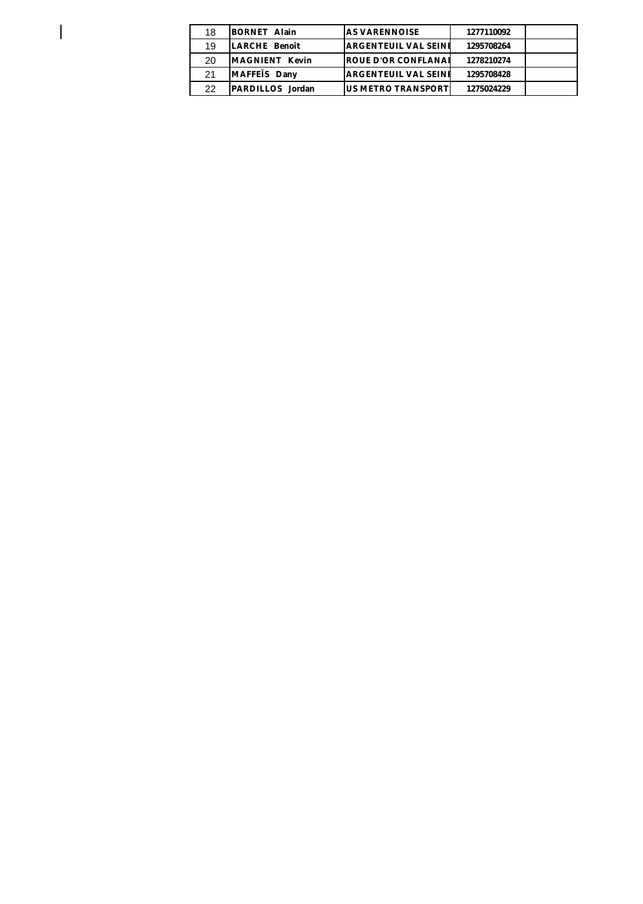| | | | | |
|---|---|---|---|---|
| 18 | **BORNET Alain** | **AS VARENNOISE** | **1277110092** | |
| 19 | **LARCHE Benoît** | **ARGENTEUIL VAL SEINE** | **1295708264** | |
| 20 | **MAGNIENT Kevin** | **ROUE D'OR CONFLANAI** | **1278210274** | |
| 21 | **MAFFEÏS Dany** | **ARGENTEUIL VAL SEINE** | **1295708428** | |
| 22 | **PARDILLOS Jordan** | **US METRO TRANSPORT** | **1275024229** | |